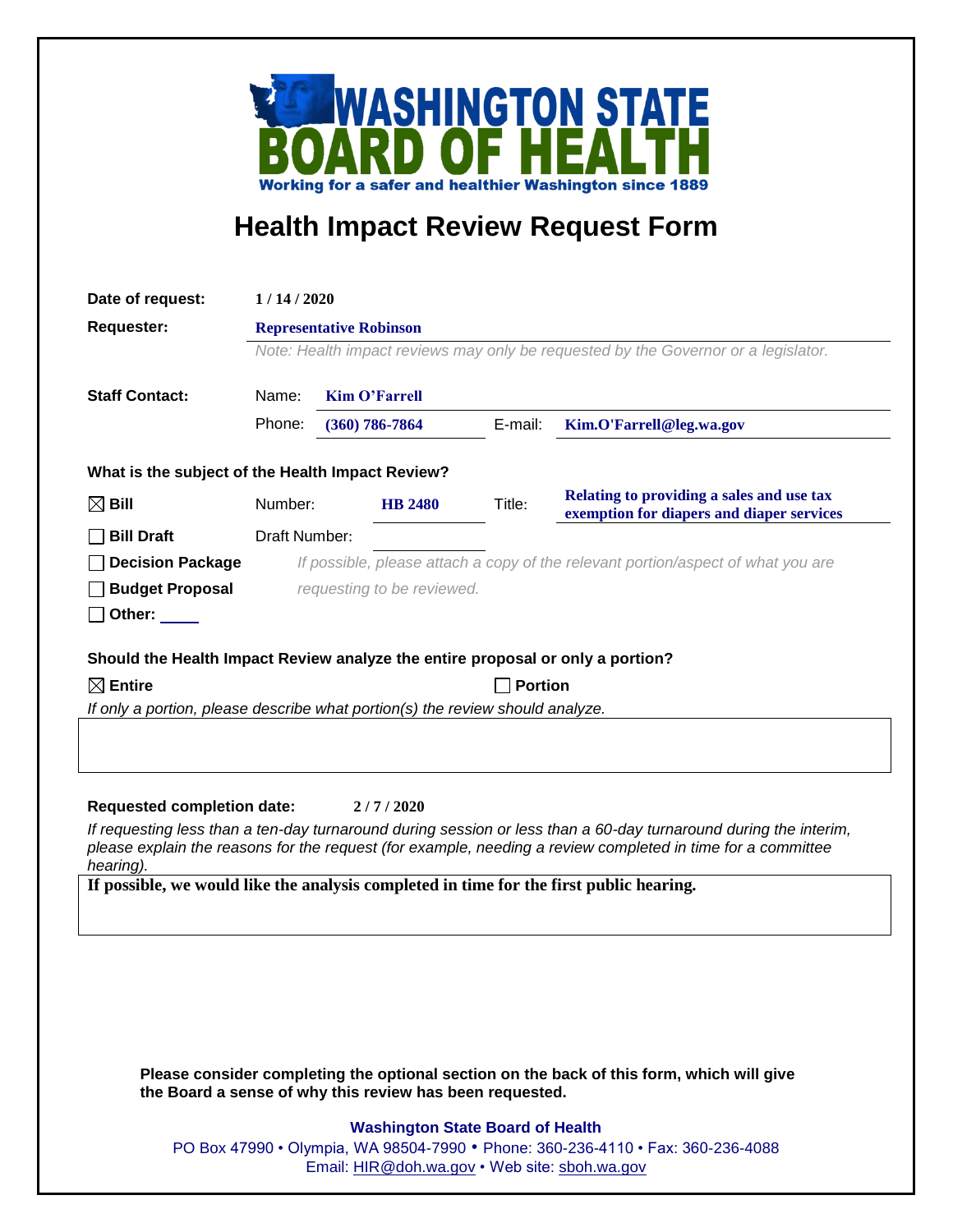**WASHINGTON STATE BOARD OF HEALTH**

**Working for a safer and healthier Washington since 1889**

# Health Impact Review Request Form

**Date of request:** 1 / 14 / 2020

**Requester:** Representative Robinson

*Note: Health impact reviews may only be requested by the Governor or a legislator.*

**Staff Contact:**

Name: Kim O'Farrell

Phone: (360) 786-7864 E-mail: Kim.O'Farrell@leg.wa.gov

**What is the subject of the Health Impact Review?**

☒ **Bill** Number: HB 2480 Title: Relating to providing a sales and use tax exemption for diapers and diaper services

☐ **Bill Draft** Draft Number:

☐ **Decision Package**

☐ **Budget Proposal**

☐ **Other:** \_\_\_\_

*If possible, please attach a copy of the relevant portion/aspect of what you are requesting to be reviewed.*

**Should the Health Impact Review analyze the entire proposal or only a portion?**

☒ **Entire** ☐ **Portion**

*If only a portion, please describe what portion(s) the review should analyze.*

**Requested completion date:** 2 / 7 / 2020

*If requesting less than a ten-day turnaround during session or less than a 60-day turnaround during the interim, please explain the reasons for the request (for example, needing a review completed in time for a committee hearing).*

**If possible, we would like the analysis completed in time for the first public hearing.**

**Please consider completing the optional section on the back of this form, which will give the Board a sense of why this review has been requested.**

**Washington State Board of Health**

PO Box 47990 • Olympia, WA 98504-7990 • Phone: 360-236-4110 • Fax: 360-236-4088

Email: HIR@doh.wa.gov • Web site: sboh.wa.gov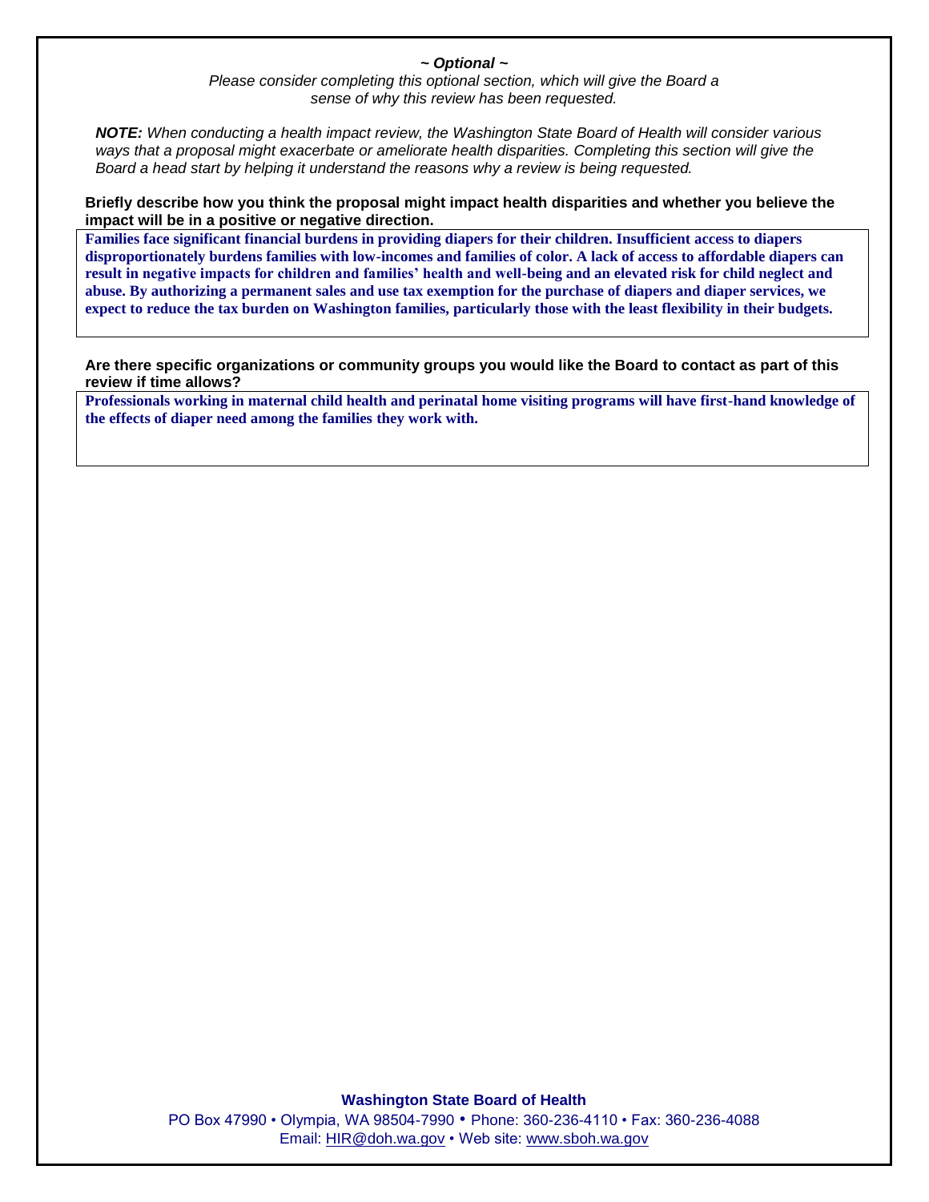***~ Optional ~***

*Please consider completing this optional section, which will give the Board a sense of why this review has been requested.*

***NOTE:*** *When conducting a health impact review, the Washington State Board of Health will consider various ways that a proposal might exacerbate or ameliorate health disparities. Completing this section will give the Board a head start by helping it understand the reasons why a review is being requested.*

**Briefly describe how you think the proposal might impact health disparities and whether you believe the impact will be in a positive or negative direction.**

**Families face significant financial burdens in providing diapers for their children. Insufficient access to diapers disproportionately burdens families with low-incomes and families of color. A lack of access to affordable diapers can result in negative impacts for children and families' health and well-being and an elevated risk for child neglect and abuse. By authorizing a permanent sales and use tax exemption for the purchase of diapers and diaper services, we expect to reduce the tax burden on Washington families, particularly those with the least flexibility in their budgets.**

**Are there specific organizations or community groups you would like the Board to contact as part of this review if time allows?**

**Professionals working in maternal child health and perinatal home visiting programs will have first-hand knowledge of the effects of diaper need among the families they work with.**

**Washington State Board of Health**

PO Box 47990 • Olympia, WA 98504-7990 • Phone: 360-236-4110 • Fax: 360-236-4088
Email: HIR@doh.wa.gov • Web site: www.sboh.wa.gov